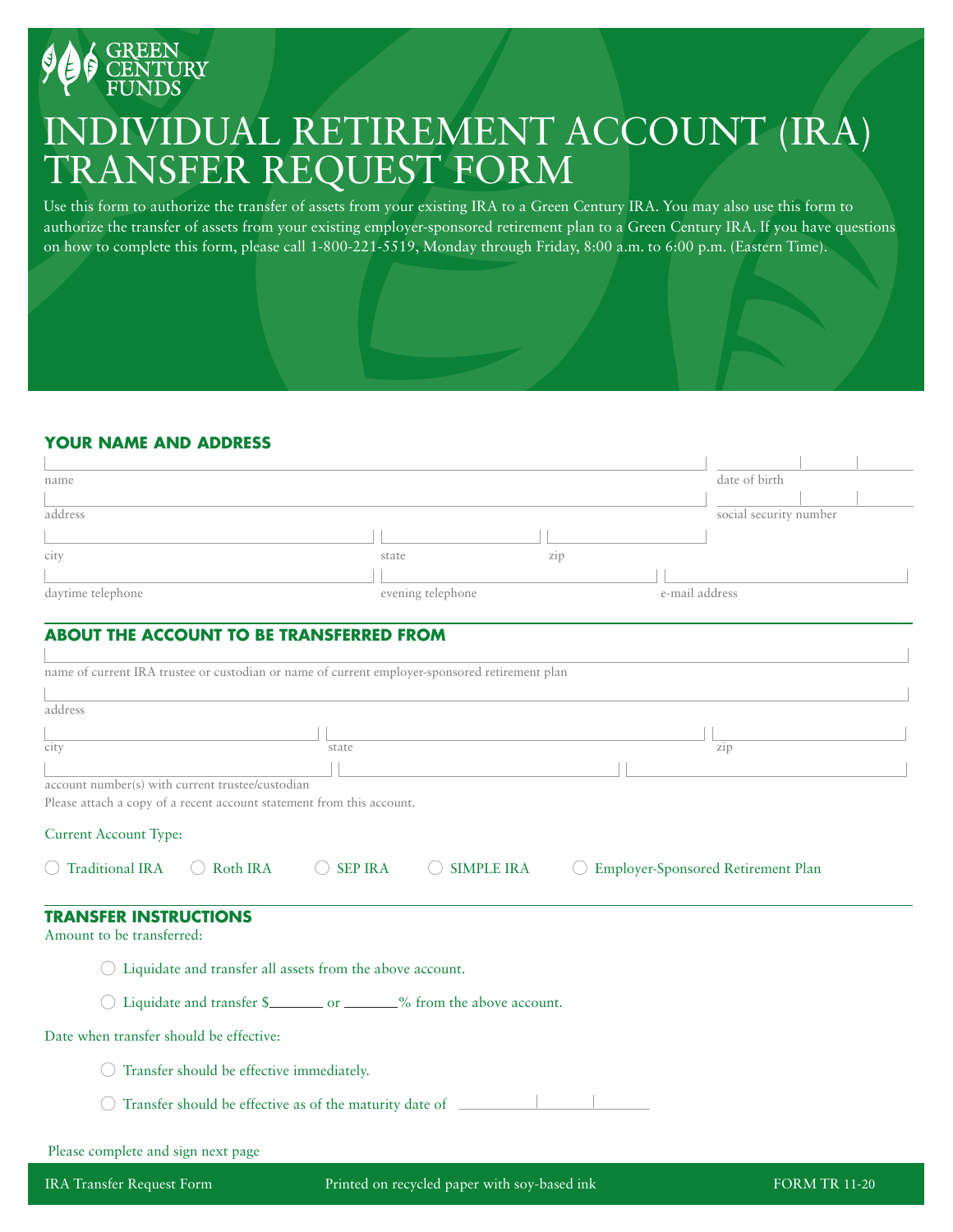GREEN CENTURY FUNDS

# INDIVIDUAL RETIREMENT ACCOUNT (IRA) TRANSFER REQUEST FORM

Use this form to authorize the transfer of assets from your existing IRA to a Green Century IRA. You may also use this form to authorize the transfer of assets from your existing employer-sponsored retirement plan to a Green Century IRA. If you have questions on how to complete this form, please call 1-800-221-5519, Monday through Friday, 8:00 a.m. to 6:00 p.m. (Eastern Time).

## YOUR NAME AND ADDRESS

name ____________________ date of birth ____________________

address ____________________ social security number ____________________

city ____________________ state ____________________ zip ____________________

daytime telephone ____________________ evening telephone ____________________ e-mail address ____________________

## ABOUT THE ACCOUNT TO BE TRANSFERRED FROM

name of current IRA trustee or custodian or name of current employer-sponsored retirement plan ____________________

address ____________________

city ____________________ state ____________________ zip ____________________

account number(s) with current trustee/custodian ____________________

Please attach a copy of a recent account statement from this account.

Current Account Type:

○ Traditional IRA ○ Roth IRA ○ SEP IRA ○ SIMPLE IRA ○ Employer-Sponsored Retirement Plan

## TRANSFER INSTRUCTIONS

Amount to be transferred:

○ Liquidate and transfer all assets from the above account.

○ Liquidate and transfer $_______ or _______% from the above account.

Date when transfer should be effective:

○ Transfer should be effective immediately.

○ Transfer should be effective as of the maturity date of ____________________

Please complete and sign next page

IRA Transfer Request Form — Printed on recycled paper with soy-based ink — FORM TR 11-20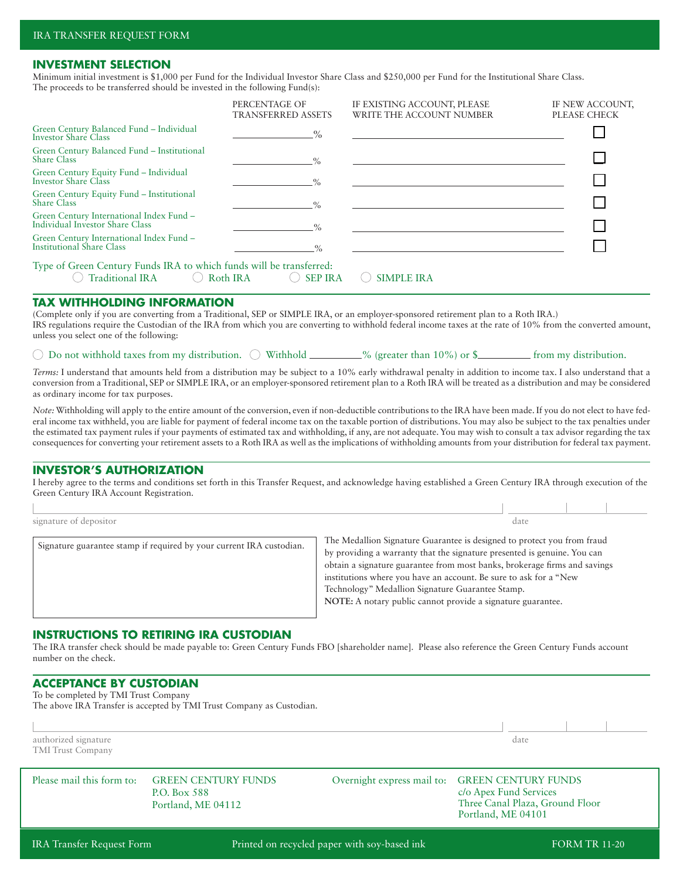IRA TRANSFER REQUEST FORM

## INVESTMENT SELECTION

Minimum initial investment is $1,000 per Fund for the Individual Investor Share Class and $250,000 per Fund for the Institutional Share Class.
The proceeds to be transferred should be invested in the following Fund(s):

| | PERCENTAGE OF TRANSFERRED ASSETS | IF EXISTING ACCOUNT, PLEASE WRITE THE ACCOUNT NUMBER | IF NEW ACCOUNT, PLEASE CHECK |
|---|---|---|---|
| Green Century Balanced Fund – Individual Investor Share Class | ______% | ______ | ☐ |
| Green Century Balanced Fund – Institutional Share Class | ______% | ______ | ☐ |
| Green Century Equity Fund – Individual Investor Share Class | ______% | ______ | ☐ |
| Green Century Equity Fund – Institutional Share Class | ______% | ______ | ☐ |
| Green Century International Index Fund – Individual Investor Share Class | ______% | ______ | ☐ |
| Green Century International Index Fund – Institutional Share Class | ______% | ______ | ☐ |

Type of Green Century Funds IRA to which funds will be transferred:
◯ Traditional IRA ◯ Roth IRA ◯ SEP IRA ◯ SIMPLE IRA

## TAX WITHHOLDING INFORMATION

(Complete only if you are converting from a Traditional, SEP or SIMPLE IRA, or an employer-sponsored retirement plan to a Roth IRA.)
IRS regulations require the Custodian of the IRA from which you are converting to withhold federal income taxes at the rate of 10% from the converted amount, unless you select one of the following:

◯ Do not withhold taxes from my distribution. ◯ Withhold ________% (greater than 10%) or $________ from my distribution.

*Terms:* I understand that amounts held from a distribution may be subject to a 10% early withdrawal penalty in addition to income tax. I also understand that a conversion from a Traditional, SEP or SIMPLE IRA, or an employer-sponsored retirement plan to a Roth IRA will be treated as a distribution and may be considered as ordinary income for tax purposes.

*Note:* Withholding will apply to the entire amount of the conversion, even if non-deductible contributions to the IRA have been made. If you do not elect to have federal income tax withheld, you are liable for payment of federal income tax on the taxable portion of distributions. You may also be subject to the tax penalties under the estimated tax payment rules if your payments of estimated tax and withholding, if any, are not adequate. You may wish to consult a tax advisor regarding the tax consequences for converting your retirement assets to a Roth IRA as well as the implications of withholding amounts from your distribution for federal tax payment.

## INVESTOR'S AUTHORIZATION

I hereby agree to the terms and conditions set forth in this Transfer Request, and acknowledge having established a Green Century IRA through execution of the Green Century IRA Account Registration.

signature of depositor ______________________ date ________

Signature guarantee stamp if required by your current IRA custodian.

The Medallion Signature Guarantee is designed to protect you from fraud by providing a warranty that the signature presented is genuine. You can obtain a signature guarantee from most banks, brokerage firms and savings institutions where you have an account. Be sure to ask for a "New Technology" Medallion Signature Guarantee Stamp.
**NOTE:** A notary public cannot provide a signature guarantee.

## INSTRUCTIONS TO RETIRING IRA CUSTODIAN

The IRA transfer check should be made payable to: Green Century Funds FBO [shareholder name]. Please also reference the Green Century Funds account number on the check.

## ACCEPTANCE BY CUSTODIAN

To be completed by TMI Trust Company
The above IRA Transfer is accepted by TMI Trust Company as Custodian.

authorized signature ______________________ date ________
TMI Trust Company

Please mail this form to:
GREEN CENTURY FUNDS
P.O. Box 588
Portland, ME 04112

Overnight express mail to:
GREEN CENTURY FUNDS
c/o Apex Fund Services
Three Canal Plaza, Ground Floor
Portland, ME 04101

IRA Transfer Request Form — Printed on recycled paper with soy-based ink — FORM TR 11-20